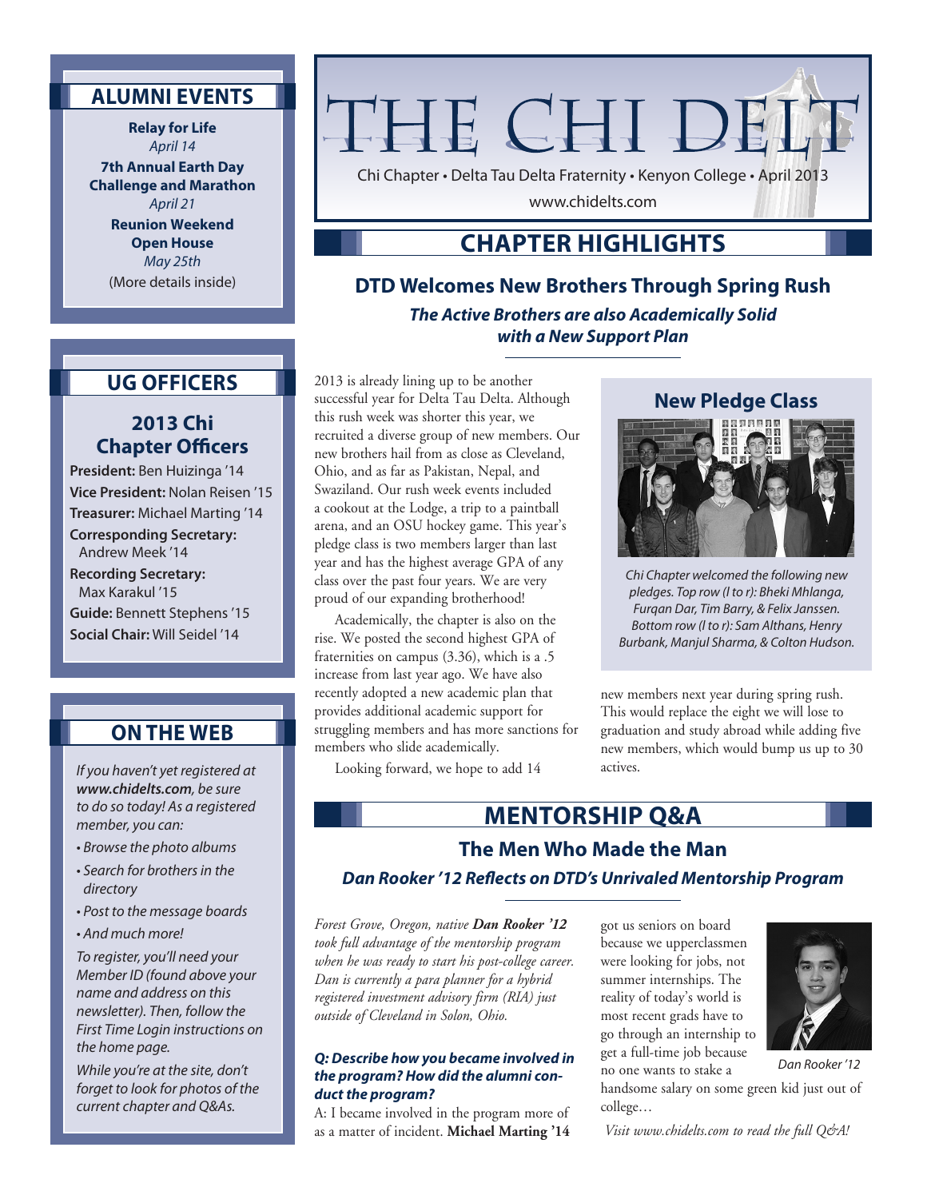# THE CHI DELT

Chi Chapter • Delta Tau Delta Fraternity • Kenyon College • April 2013

www.chidelts.com

## ALUMNI EVENTS

**Relay for Life**
*April 14*

**7th Annual Earth Day Challenge and Marathon**
*April 21*

**Reunion Weekend Open House**
*May 25th*

(More details inside)

## UG OFFICERS

### 2013 Chi Chapter Officers

**President:** Ben Huizinga '14
**Vice President:** Nolan Reisen '15
**Treasurer:** Michael Marting '14
**Corresponding Secretary:** Andrew Meek '14
**Recording Secretary:** Max Karakul '15
**Guide:** Bennett Stephens '15
**Social Chair:** Will Seidel '14

## ON THE WEB

*If you haven't yet registered at **www.chidelts.com**, be sure to do so today! As a registered member, you can:*

- *Browse the photo albums*
- *Search for brothers in the directory*
- *Post to the message boards*
- *And much more!*

*To register, you'll need your Member ID (found above your name and address on this newsletter). Then, follow the First Time Login instructions on the home page.*

*While you're at the site, don't forget to look for photos of the current chapter and Q&As.*

## CHAPTER HIGHLIGHTS

### DTD Welcomes New Brothers Through Spring Rush

***The Active Brothers are also Academically Solid with a New Support Plan***

2013 is already lining up to be another successful year for Delta Tau Delta. Although this rush week was shorter this year, we recruited a diverse group of new members. Our new brothers hail from as close as Cleveland, Ohio, and as far as Pakistan, Nepal, and Swaziland. Our rush week events included a cookout at the Lodge, a trip to a paintball arena, and an OSU hockey game. This year's pledge class is two members larger than last year and has the highest average GPA of any class over the past four years. We are very proud of our expanding brotherhood!

Academically, the chapter is also on the rise. We posted the second highest GPA of fraternities on campus (3.36), which is a .5 increase from last year ago. We have also recently adopted a new academic plan that provides additional academic support for struggling members and has more sanctions for members who slide academically.

Looking forward, we hope to add 14 new members next year during spring rush. This would replace the eight we will lose to graduation and study abroad while adding five new members, which would bump us up to 30 actives.

**New Pledge Class**

*Chi Chapter welcomed the following new pledges. Top row (l to r): Bheki Mhlanga, Furqan Dar, Tim Barry, & Felix Janssen. Bottom row (l to r): Sam Althans, Henry Burbank, Manjul Sharma, & Colton Hudson.*

## MENTORSHIP Q&A

### The Men Who Made the Man

***Dan Rooker '12 Reflects on DTD's Unrivaled Mentorship Program***

*Forest Grove, Oregon, native **Dan Rooker '12** took full advantage of the mentorship program when he was ready to start his post-college career. Dan is currently a para planner for a hybrid registered investment advisory firm (RIA) just outside of Cleveland in Solon, Ohio.*

***Q: Describe how you became involved in the program? How did the alumni conduct the program?***

A: I became involved in the program more of as a matter of incident. **Michael Marting '14** got us seniors on board because we upperclassmen were looking for jobs, not summer internships. The reality of today's world is most recent grads have to go through an internship to get a full-time job because no one wants to stake a handsome salary on some green kid just out of college…

*Dan Rooker '12*

*Visit www.chidelts.com to read the full Q&A!*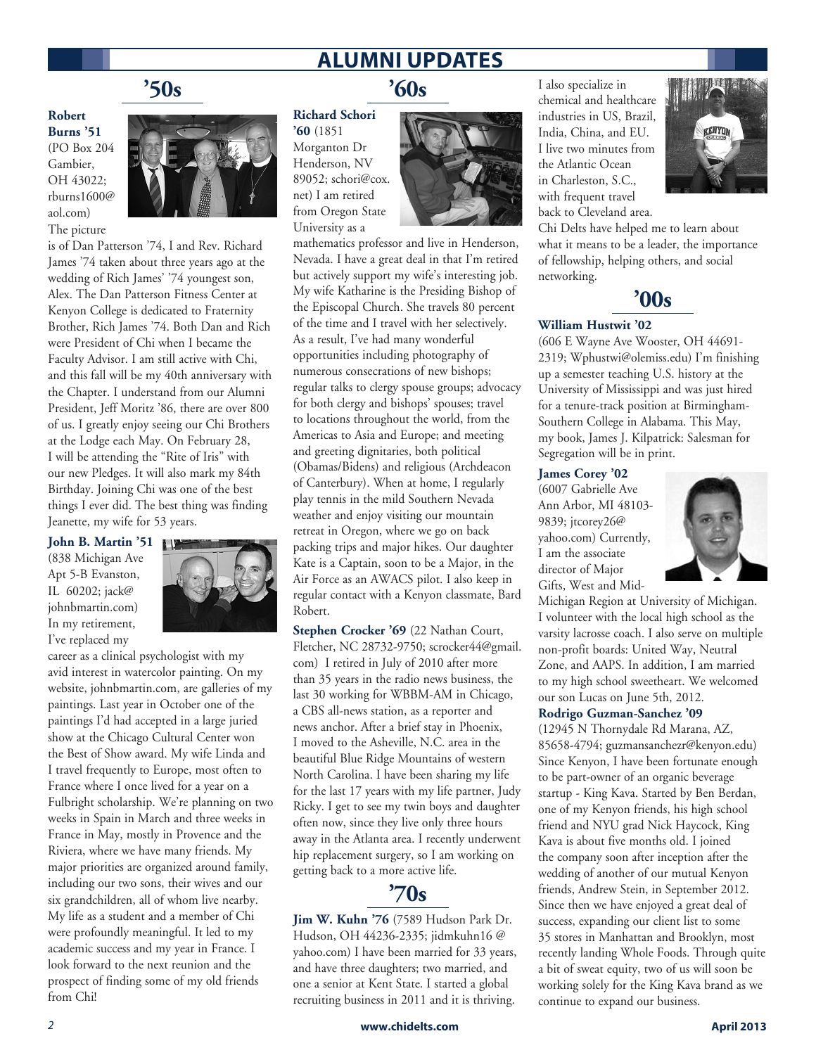# ALUMNI UPDATES

## '50s

**Robert Burns '51** (PO Box 204 Gambier, OH 43022; rburns1600@aol.com) The picture is of Dan Patterson '74, I and Rev. Richard James '74 taken about three years ago at the wedding of Rich James' '74 youngest son, Alex. The Dan Patterson Fitness Center at Kenyon College is dedicated to Fraternity Brother, Rich James '74. Both Dan and Rich were President of Chi when I became the Faculty Advisor. I am still active with Chi, and this fall will be my 40th anniversary with the Chapter. I understand from our Alumni President, Jeff Moritz '86, there are over 800 of us. I greatly enjoy seeing our Chi Brothers at the Lodge each May. On February 28, I will be attending the "Rite of Iris" with our new Pledges. It will also mark my 84th Birthday. Joining Chi was one of the best things I ever did. The best thing was finding Jeanette, my wife for 53 years.

**John B. Martin '51** (838 Michigan Ave Apt 5-B Evanston, IL 60202; jack@johnbmartin.com) In my retirement, I've replaced my career as a clinical psychologist with my avid interest in watercolor painting. On my website, johnbmartin.com, are galleries of my paintings. Last year in October one of the paintings I'd had accepted in a large juried show at the Chicago Cultural Center won the Best of Show award. My wife Linda and I travel frequently to Europe, most often to France where I once lived for a year on a Fulbright scholarship. We're planning on two weeks in Spain in March and three weeks in France in May, mostly in Provence and the Riviera, where we have many friends. My major priorities are organized around family, including our two sons, their wives and our six grandchildren, all of whom live nearby. My life as a student and a member of Chi were profoundly meaningful. It led to my academic success and my year in France. I look forward to the next reunion and the prospect of finding some of my old friends from Chi!

## '60s

**Richard Schori '60** (1851 Morganton Dr Henderson, NV 89052; schori@cox.net) I am retired from Oregon State University as a mathematics professor and live in Henderson, Nevada. I have a great deal in that I'm retired but actively support my wife's interesting job. My wife Katharine is the Presiding Bishop of the Episcopal Church. She travels 80 percent of the time and I travel with her selectively. As a result, I've had many wonderful opportunities including photography of numerous consecrations of new bishops; regular talks to clergy spouse groups; advocacy for both clergy and bishops' spouses; travel to locations throughout the world, from the Americas to Asia and Europe; and meeting and greeting dignitaries, both political (Obamas/Bidens) and religious (Archdeacon of Canterbury). When at home, I regularly play tennis in the mild Southern Nevada weather and enjoy visiting our mountain retreat in Oregon, where we go on back packing trips and major hikes. Our daughter Kate is a Captain, soon to be a Major, in the Air Force as an AWACS pilot. I also keep in regular contact with a Kenyon classmate, Bard Robert.

**Stephen Crocker '69** (22 Nathan Court, Fletcher, NC 28732-9750; scrocker44@gmail.com) I retired in July of 2010 after more than 35 years in the radio news business, the last 30 working for WBBM-AM in Chicago, a CBS all-news station, as a reporter and news anchor. After a brief stay in Phoenix, I moved to the Asheville, N.C. area in the beautiful Blue Ridge Mountains of western North Carolina. I have been sharing my life for the last 17 years with my life partner, Judy Ricky. I get to see my twin boys and daughter often now, since they live only three hours away in the Atlanta area. I recently underwent hip replacement surgery, so I am working on getting back to a more active life.

## '70s

**Jim W. Kuhn '76** (7589 Hudson Park Dr. Hudson, OH 44236-2335; jidmkuhn16 @ yahoo.com) I have been married for 33 years, and have three daughters; two married, and one a senior at Kent State. I started a global recruiting business in 2011 and it is thriving. I also specialize in chemical and healthcare industries in US, Brazil, India, China, and EU. I live two minutes from the Atlantic Ocean in Charleston, S.C., with frequent travel back to Cleveland area. Chi Delts have helped me to learn about what it means to be a leader, the importance of fellowship, helping others, and social networking.

## '00s

**William Hustwit '02**
(606 E Wayne Ave Wooster, OH 44691-2319; Wphustwi@olemiss.edu) I'm finishing up a semester teaching U.S. history at the University of Mississippi and was just hired for a tenure-track position at Birmingham-Southern College in Alabama. This May, my book, James J. Kilpatrick: Salesman for Segregation will be in print.

**James Corey '02**
(6007 Gabrielle Ave Ann Arbor, MI 48103-9839; jtcorey26@yahoo.com) Currently, I am the associate director of Major Gifts, West and Mid-Michigan Region at University of Michigan. I volunteer with the local high school as the varsity lacrosse coach. I also serve on multiple non-profit boards: United Way, Neutral Zone, and AAPS. In addition, I am married to my high school sweetheart. We welcomed our son Lucas on June 5th, 2012.

**Rodrigo Guzman-Sanchez '09**
(12945 N Thornydale Rd Marana, AZ, 85658-4794; guzmansanchezr@kenyon.edu) Since Kenyon, I have been fortunate enough to be part-owner of an organic beverage startup - King Kava. Started by Ben Berdan, one of my Kenyon friends, his high school friend and NYU grad Nick Haycock, King Kava is about five months old. I joined the company soon after inception after the wedding of another of our mutual Kenyon friends, Andrew Stein, in September 2012. Since then we have enjoyed a great deal of success, expanding our client list to some 35 stores in Manhattan and Brooklyn, most recently landing Whole Foods. Through quite a bit of sweat equity, two of us will soon be working solely for the King Kava brand as we continue to expand our business.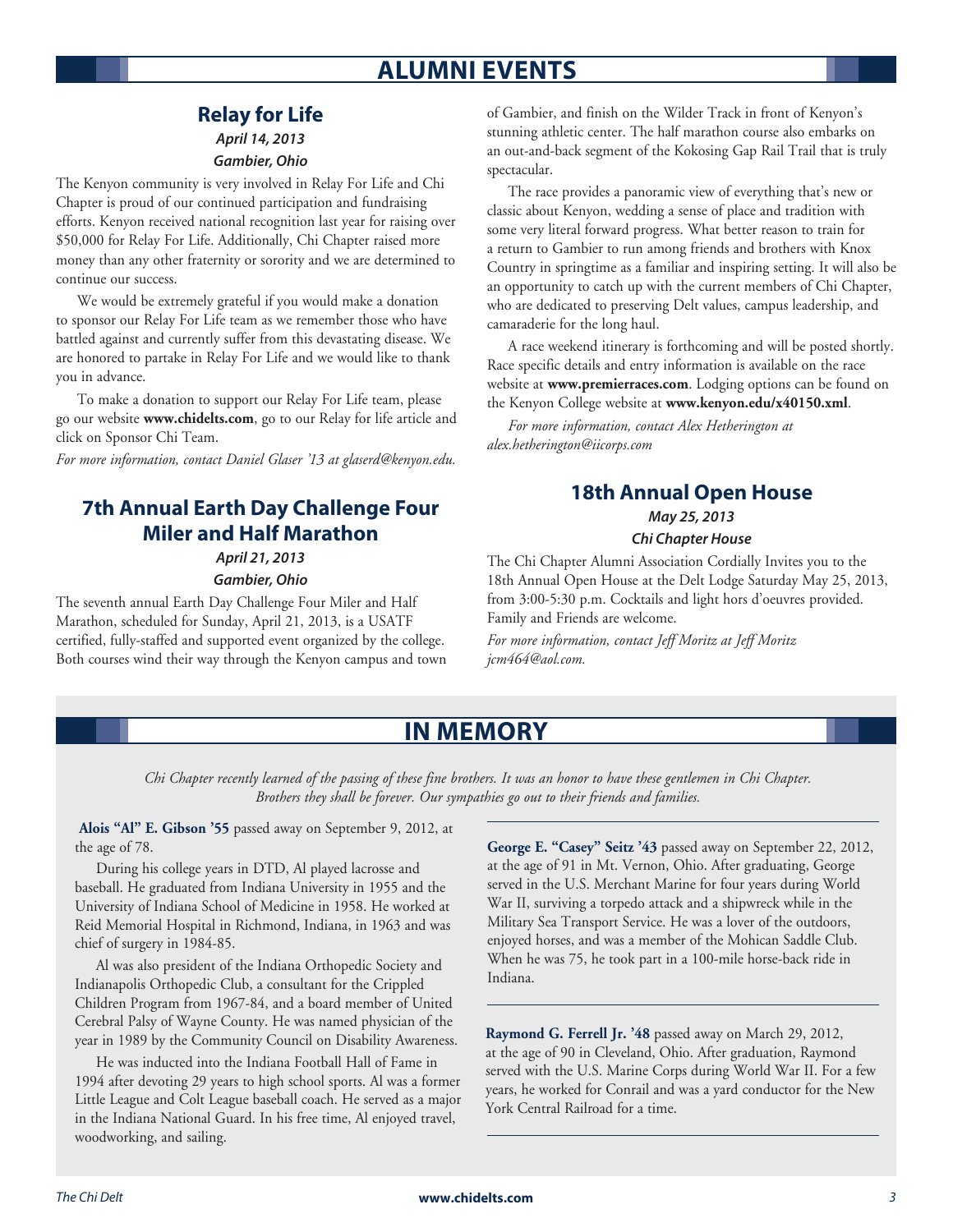# ALUMNI EVENTS

## Relay for Life

***April 14, 2013***

***Gambier, Ohio***

The Kenyon community is very involved in Relay For Life and Chi Chapter is proud of our continued participation and fundraising efforts. Kenyon received national recognition last year for raising over $50,000 for Relay For Life. Additionally, Chi Chapter raised more money than any other fraternity or sorority and we are determined to continue our success.

We would be extremely grateful if you would make a donation to sponsor our Relay For Life team as we remember those who have battled against and currently suffer from this devastating disease. We are honored to partake in Relay For Life and we would like to thank you in advance.

To make a donation to support our Relay For Life team, please go our website **www.chidelts.com**, go to our Relay for life article and click on Sponsor Chi Team.

*For more information, contact Daniel Glaser '13 at glaserd@kenyon.edu.*

## 7th Annual Earth Day Challenge Four Miler and Half Marathon

***April 21, 2013***

***Gambier, Ohio***

The seventh annual Earth Day Challenge Four Miler and Half Marathon, scheduled for Sunday, April 21, 2013, is a USATF certified, fully-staffed and supported event organized by the college. Both courses wind their way through the Kenyon campus and town of Gambier, and finish on the Wilder Track in front of Kenyon's stunning athletic center. The half marathon course also embarks on an out-and-back segment of the Kokosing Gap Rail Trail that is truly spectacular.

The race provides a panoramic view of everything that's new or classic about Kenyon, wedding a sense of place and tradition with some very literal forward progress. What better reason to train for a return to Gambier to run among friends and brothers with Knox Country in springtime as a familiar and inspiring setting. It will also be an opportunity to catch up with the current members of Chi Chapter, who are dedicated to preserving Delt values, campus leadership, and camaraderie for the long haul.

A race weekend itinerary is forthcoming and will be posted shortly. Race specific details and entry information is available on the race website at **www.premierraces.com**. Lodging options can be found on the Kenyon College website at **www.kenyon.edu/x40150.xml**.

*For more information, contact Alex Hetherington at alex.hetherington@iicorps.com*

## 18th Annual Open House

***May 25, 2013***

***Chi Chapter House***

The Chi Chapter Alumni Association Cordially Invites you to the 18th Annual Open House at the Delt Lodge Saturday May 25, 2013, from 3:00-5:30 p.m. Cocktails and light hors d'oeuvres provided. Family and Friends are welcome.

*For more information, contact Jeff Moritz at Jeff Moritz jcm464@aol.com.*

# IN MEMORY

*Chi Chapter recently learned of the passing of these fine brothers. It was an honor to have these gentlemen in Chi Chapter. Brothers they shall be forever. Our sympathies go out to their friends and families.*

**Alois "Al" E. Gibson '55** passed away on September 9, 2012, at the age of 78.

During his college years in DTD, Al played lacrosse and baseball. He graduated from Indiana University in 1955 and the University of Indiana School of Medicine in 1958. He worked at Reid Memorial Hospital in Richmond, Indiana, in 1963 and was chief of surgery in 1984-85.

Al was also president of the Indiana Orthopedic Society and Indianapolis Orthopedic Club, a consultant for the Crippled Children Program from 1967-84, and a board member of United Cerebral Palsy of Wayne County. He was named physician of the year in 1989 by the Community Council on Disability Awareness.

He was inducted into the Indiana Football Hall of Fame in 1994 after devoting 29 years to high school sports. Al was a former Little League and Colt League baseball coach. He served as a major in the Indiana National Guard. In his free time, Al enjoyed travel, woodworking, and sailing.

---

**George E. "Casey" Seitz '43** passed away on September 22, 2012, at the age of 91 in Mt. Vernon, Ohio. After graduating, George served in the U.S. Merchant Marine for four years during World War II, surviving a torpedo attack and a shipwreck while in the Military Sea Transport Service. He was a lover of the outdoors, enjoyed horses, and was a member of the Mohican Saddle Club. When he was 75, he took part in a 100-mile horse-back ride in Indiana.

---

**Raymond G. Ferrell Jr. '48** passed away on March 29, 2012, at the age of 90 in Cleveland, Ohio. After graduation, Raymond served with the U.S. Marine Corps during World War II. For a few years, he worked for Conrail and was a yard conductor for the New York Central Railroad for a time.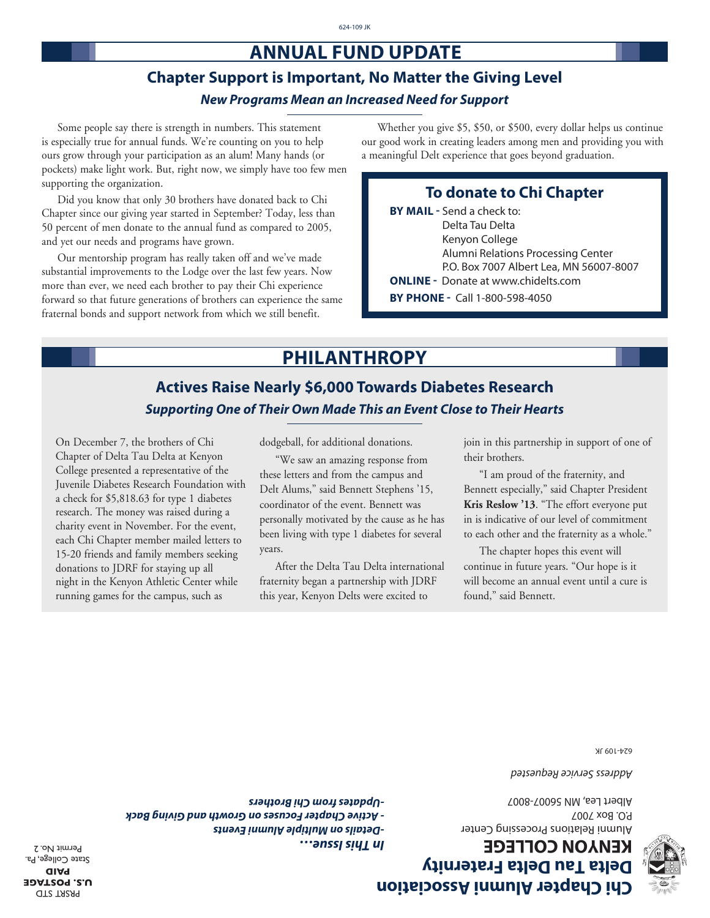# ANNUAL FUND UPDATE

## Chapter Support is Important, No Matter the Giving Level

### *New Programs Mean an Increased Need for Support*

Some people say there is strength in numbers. This statement is especially true for annual funds. We're counting on you to help ours grow through your participation as an alum! Many hands (or pockets) make light work. But, right now, we simply have too few men supporting the organization.

Did you know that only 30 brothers have donated back to Chi Chapter since our giving year started in September? Today, less than 50 percent of men donate to the annual fund as compared to 2005, and yet our needs and programs have grown.

Our mentorship program has really taken off and we've made substantial improvements to the Lodge over the last few years. Now more than ever, we need each brother to pay their Chi experience forward so that future generations of brothers can experience the same fraternal bonds and support network from which we still benefit.

Whether you give $5, $50, or $500, every dollar helps us continue our good work in creating leaders among men and providing you with a meaningful Delt experience that goes beyond graduation.

### To donate to Chi Chapter

**BY MAIL -** Send a check to:
Delta Tau Delta
Kenyon College
Alumni Relations Processing Center
P.O. Box 7007 Albert Lea, MN 56007-8007

**ONLINE -** Donate at www.chidelts.com

**BY PHONE -** Call 1-800-598-4050

# PHILANTHROPY

## Actives Raise Nearly $6,000 Towards Diabetes Research

### *Supporting One of Their Own Made This an Event Close to Their Hearts*

On December 7, the brothers of Chi Chapter of Delta Tau Delta at Kenyon College presented a representative of the Juvenile Diabetes Research Foundation with a check for $5,818.63 for type 1 diabetes research. The money was raised during a charity event in November. For the event, each Chi Chapter member mailed letters to 15-20 friends and family members seeking donations to JDRF for staying up all night in the Kenyon Athletic Center while running games for the campus, such as dodgeball, for additional donations.

"We saw an amazing response from these letters and from the campus and Delt Alums," said Bennett Stephens '15, coordinator of the event. Bennett was personally motivated by the cause as he has been living with type 1 diabetes for several years.

After the Delta Tau Delta international fraternity began a partnership with JDRF this year, Kenyon Delts were excited to join in this partnership in support of one of their brothers.

"I am proud of the fraternity, and Bennett especially," said Chapter President **Kris Reslow '13**. "The effort everyone put in is indicative of our level of commitment to each other and the fraternity as a whole."

The chapter hopes this event will continue in future years. "Our hope is it will become an annual event until a cure is found," said Bennett.

**Chi Chapter Alumni Association**
**Delta Tau Delta Fraternity**
**KENYON COLLEGE**
Alumni Relations Processing Center
P.O. Box 7007
Albert Lea, MN 56007-8007

*Address Service Requested*

624-109 JK

***In This Issue...***
***-Details on Multiple Alumni Events***
***- Active Chapter Focuses on Growth and Giving Back***
***-Updates from Chi Brothers***

PRSRT STD
**U.S. POSTAGE**
**PAID**
State College, Pa.
Permit No. 2